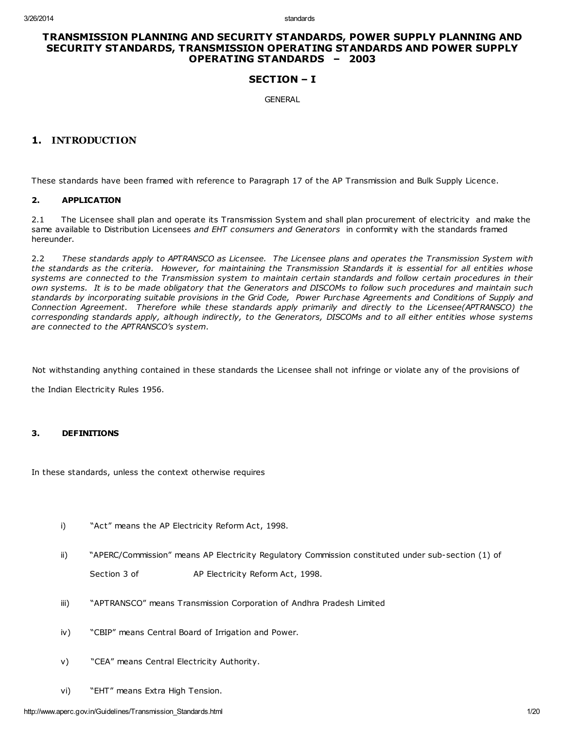# TRANSMISSION PLANNING AND SECURITY STANDARDS, POWER SUPPLY PLANNING AND SECURITY STANDARDS, TRANSMISSION OPERATING STANDARDS AND POWER SUPPLY OPERATING STANDARDS – 2003

## SECTION – I

GENERAL

## 1. INTRODUCTION

These standards have been framed with reference to Paragraph 17 of the AP Transmission and Bulk Supply Licence.

### 2. APPLICATION

2.1 The Licensee shall plan and operate its Transmission System and shall plan procurement of electricity and make the same available to Distribution Licensees *and EHT consumers and Generators* in conformity with the standards framed hereunder.

2.2 *These standards apply to APTRANSCO as Licensee. The Licensee plans and operates the Transmission System with the standards as the criteria. However, for maintaining the Transmission Standards it is essential for all entities whose systems are connected to the Transmission system to maintain certain standards and follow certain procedures in their own systems. It is to be made obligatory that the Generators and DISCOMs to follow such procedures and maintain such standards by incorporating suitable provisions in the Grid Code, Power Purchase Agreements and Conditions of Supply and Connection Agreement. Therefore while these standards apply primarily and directly to the Licensee(APTRANSCO) the corresponding standards apply, although indirectly, to the Generators, DISCOMs and to all either entities whose systems are connected to the APTRANSCO's system.*

Not withstanding anything contained in these standards the Licensee shall not infringe or violate any of the provisions of the Indian Electricity Rules 1956.

### 3. DEFINITIONS

In these standards, unless the context otherwise requires

i) "Act" means the AP Electricity Reform Act, 1998.

ii) "APERC/Commission" means AP Electricity Regulatory Commission constituted under sub-section (1) of Section 3 of AP Electricity Reform Act, 1998.

iii) "APTRANSCO" means Transmission Corporation of Andhra Pradesh Limited

iv) "CBIP" means Central Board of Irrigation and Power.

v) "CEA" means Central Electricity Authority.

vi) "EHT" means Extra High Tension.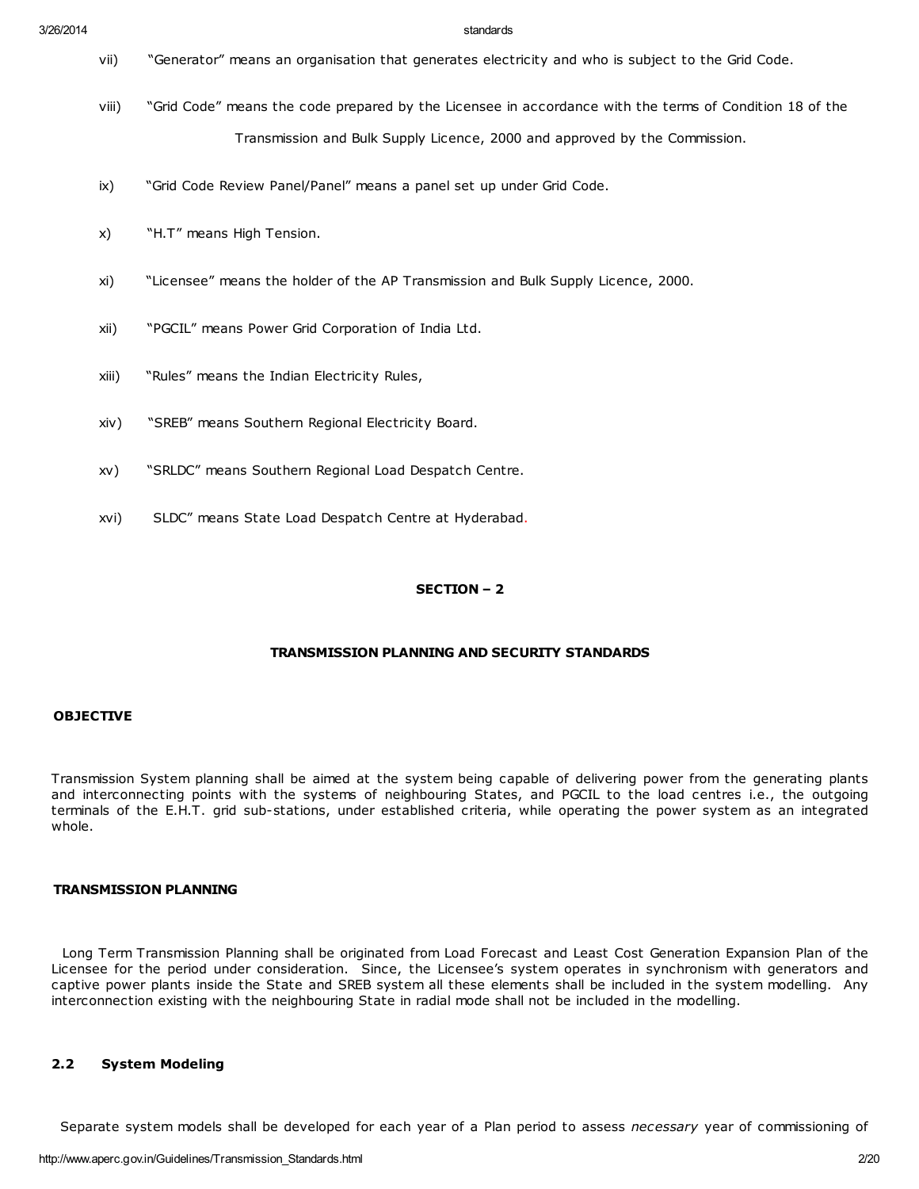vii) "Generator" means an organisation that generates electricity and who is subject to the Grid Code.

viii) "Grid Code" means the code prepared by the Licensee in accordance with the terms of Condition 18 of the Transmission and Bulk Supply Licence, 2000 and approved by the Commission.

ix) "Grid Code Review Panel/Panel" means a panel set up under Grid Code.

x) "H.T" means High Tension.

xi) "Licensee" means the holder of the AP Transmission and Bulk Supply Licence, 2000.

xii) "PGCIL" means Power Grid Corporation of India Ltd.

xiii) "Rules" means the Indian Electricity Rules,

xiv) "SREB" means Southern Regional Electricity Board.

xv) "SRLDC" means Southern Regional Load Despatch Centre.

xvi) SLDC" means State Load Despatch Centre at Hyderabad.

## SECTION – 2

## TRANSMISSION PLANNING AND SECURITY STANDARDS

### OBJECTIVE

Transmission System planning shall be aimed at the system being capable of delivering power from the generating plants and interconnecting points with the systems of neighbouring States, and PGCIL to the load centres i.e., the outgoing terminals of the E.H.T. grid sub-stations, under established criteria, while operating the power system as an integrated whole.

### TRANSMISSION PLANNING

Long Term Transmission Planning shall be originated from Load Forecast and Least Cost Generation Expansion Plan of the Licensee for the period under consideration. Since, the Licensee's system operates in synchronism with generators and captive power plants inside the State and SREB system all these elements shall be included in the system modelling. Any interconnection existing with the neighbouring State in radial mode shall not be included in the modelling.

### 2.2 System Modeling

Separate system models shall be developed for each year of a Plan period to assess *necessary* year of commissioning of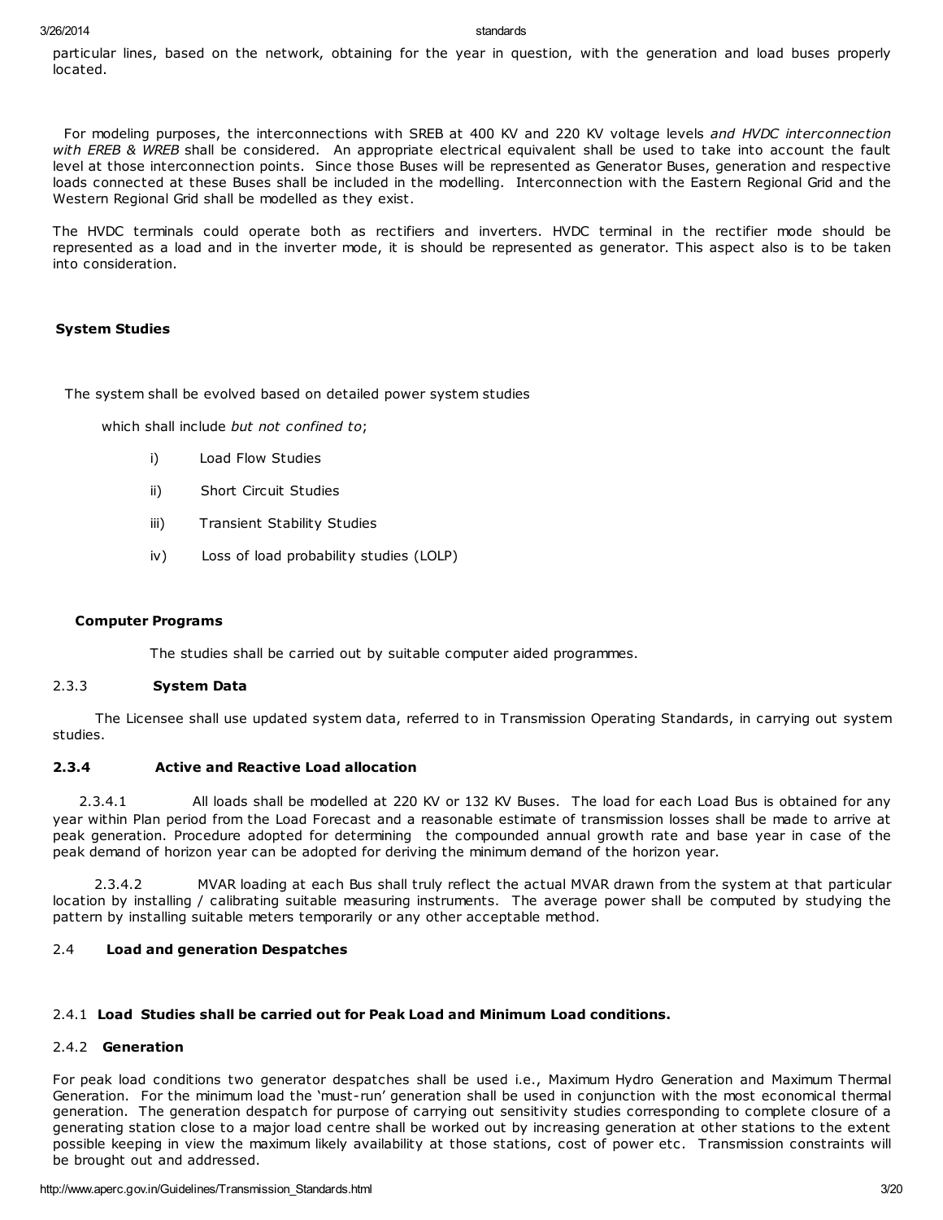particular lines, based on the network, obtaining for the year in question, with the generation and load buses properly located.

For modeling purposes, the interconnections with SREB at 400 KV and 220 KV voltage levels *and HVDC interconnection with EREB & WREB* shall be considered. An appropriate electrical equivalent shall be used to take into account the fault level at those interconnection points. Since those Buses will be represented as Generator Buses, generation and respective loads connected at these Buses shall be included in the modelling. Interconnection with the Eastern Regional Grid and the Western Regional Grid shall be modelled as they exist.

The HVDC terminals could operate both as rectifiers and inverters. HVDC terminal in the rectifier mode should be represented as a load and in the inverter mode, it is should be represented as generator. This aspect also is to be taken into consideration.

**System Studies**

The system shall be evolved based on detailed power system studies

which shall include *but not confined to*;

i) Load Flow Studies

ii) Short Circuit Studies

iii) Transient Stability Studies

iv) Loss of load probability studies (LOLP)

**Computer Programs**

The studies shall be carried out by suitable computer aided programmes.

2.3.3 **System Data**

The Licensee shall use updated system data, referred to in Transmission Operating Standards, in carrying out system studies.

### 2.3.4 Active and Reactive Load allocation

2.3.4.1 All loads shall be modelled at 220 KV or 132 KV Buses. The load for each Load Bus is obtained for any year within Plan period from the Load Forecast and a reasonable estimate of transmission losses shall be made to arrive at peak generation. Procedure adopted for determining the compounded annual growth rate and base year in case of the peak demand of horizon year can be adopted for deriving the minimum demand of the horizon year.

2.3.4.2 MVAR loading at each Bus shall truly reflect the actual MVAR drawn from the system at that particular location by installing / calibrating suitable measuring instruments. The average power shall be computed by studying the pattern by installing suitable meters temporarily or any other acceptable method.

2.4 **Load and generation Despatches**

2.4.1 **Load Studies shall be carried out for Peak Load and Minimum Load conditions.**

2.4.2 **Generation**

For peak load conditions two generator despatches shall be used i.e., Maximum Hydro Generation and Maximum Thermal Generation. For the minimum load the 'must-run' generation shall be used in conjunction with the most economical thermal generation. The generation despatch for purpose of carrying out sensitivity studies corresponding to complete closure of a generating station close to a major load centre shall be worked out by increasing generation at other stations to the extent possible keeping in view the maximum likely availability at those stations, cost of power etc. Transmission constraints will be brought out and addressed.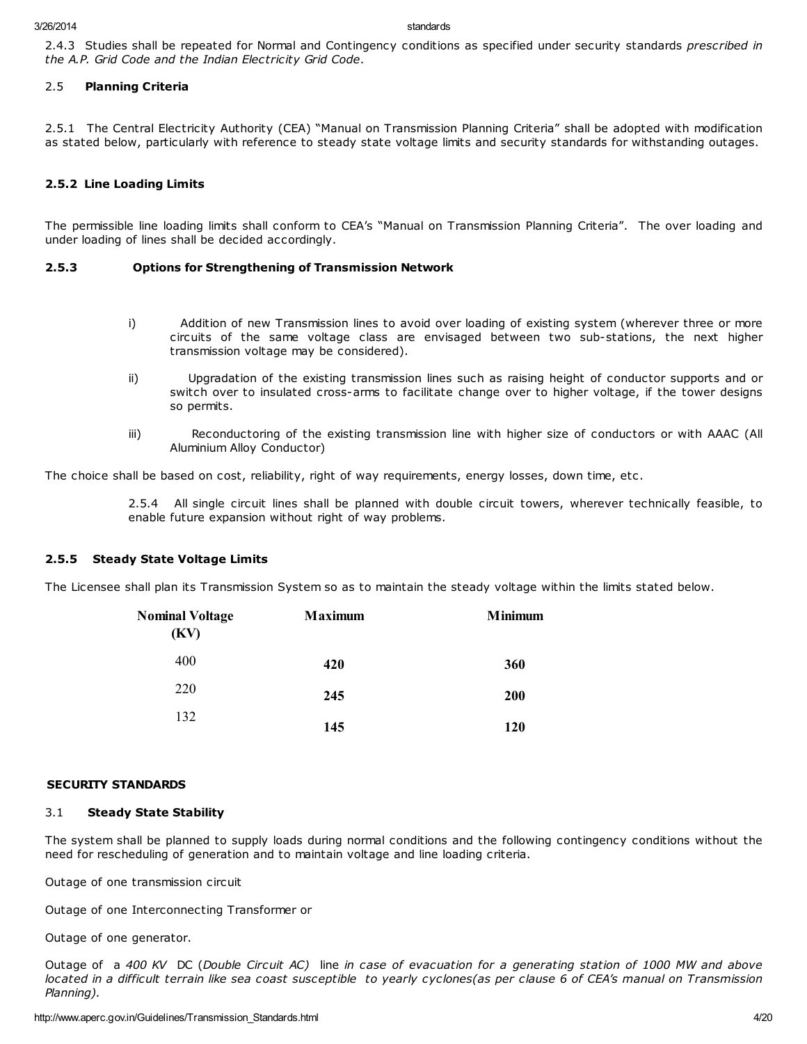2.4.3 Studies shall be repeated for Normal and Contingency conditions as specified under security standards *prescribed in the A.P. Grid Code and the Indian Electricity Grid Code*.

### 2.5 **Planning Criteria**

2.5.1 The Central Electricity Authority (CEA) "Manual on Transmission Planning Criteria" shall be adopted with modification as stated below, particularly with reference to steady state voltage limits and security standards for withstanding outages.

#### 2.5.2 Line Loading Limits

The permissible line loading limits shall conform to CEA's "Manual on Transmission Planning Criteria". The over loading and under loading of lines shall be decided accordingly.

#### 2.5.3 Options for Strengthening of Transmission Network

i) Addition of new Transmission lines to avoid over loading of existing system (wherever three or more circuits of the same voltage class are envisaged between two sub-stations, the next higher transmission voltage may be considered).

ii) Upgradation of the existing transmission lines such as raising height of conductor supports and or switch over to insulated cross-arms to facilitate change over to higher voltage, if the tower designs so permits.

iii) Reconductoring of the existing transmission line with higher size of conductors or with AAAC (All Aluminium Alloy Conductor)

The choice shall be based on cost, reliability, right of way requirements, energy losses, down time, etc.

2.5.4 All single circuit lines shall be planned with double circuit towers, wherever technically feasible, to enable future expansion without right of way problems.

#### 2.5.5 Steady State Voltage Limits

The Licensee shall plan its Transmission System so as to maintain the steady voltage within the limits stated below.

| Nominal Voltage (KV) | Maximum | Minimum |
|---|---|---|
| 400 | **420** | **360** |
| 220 | **245** | **200** |
| 132 | **145** | **120** |

## SECURITY STANDARDS

### 3.1 **Steady State Stability**

The system shall be planned to supply loads during normal conditions and the following contingency conditions without the need for rescheduling of generation and to maintain voltage and line loading criteria.

Outage of one transmission circuit

Outage of one Interconnecting Transformer or

Outage of one generator.

Outage of a *400 KV* DC (*Double Circuit AC*) line *in case of evacuation for a generating station of 1000 MW and above located in a difficult terrain like sea coast susceptible to yearly cyclones(as per clause 6 of CEA's manual on Transmission Planning).*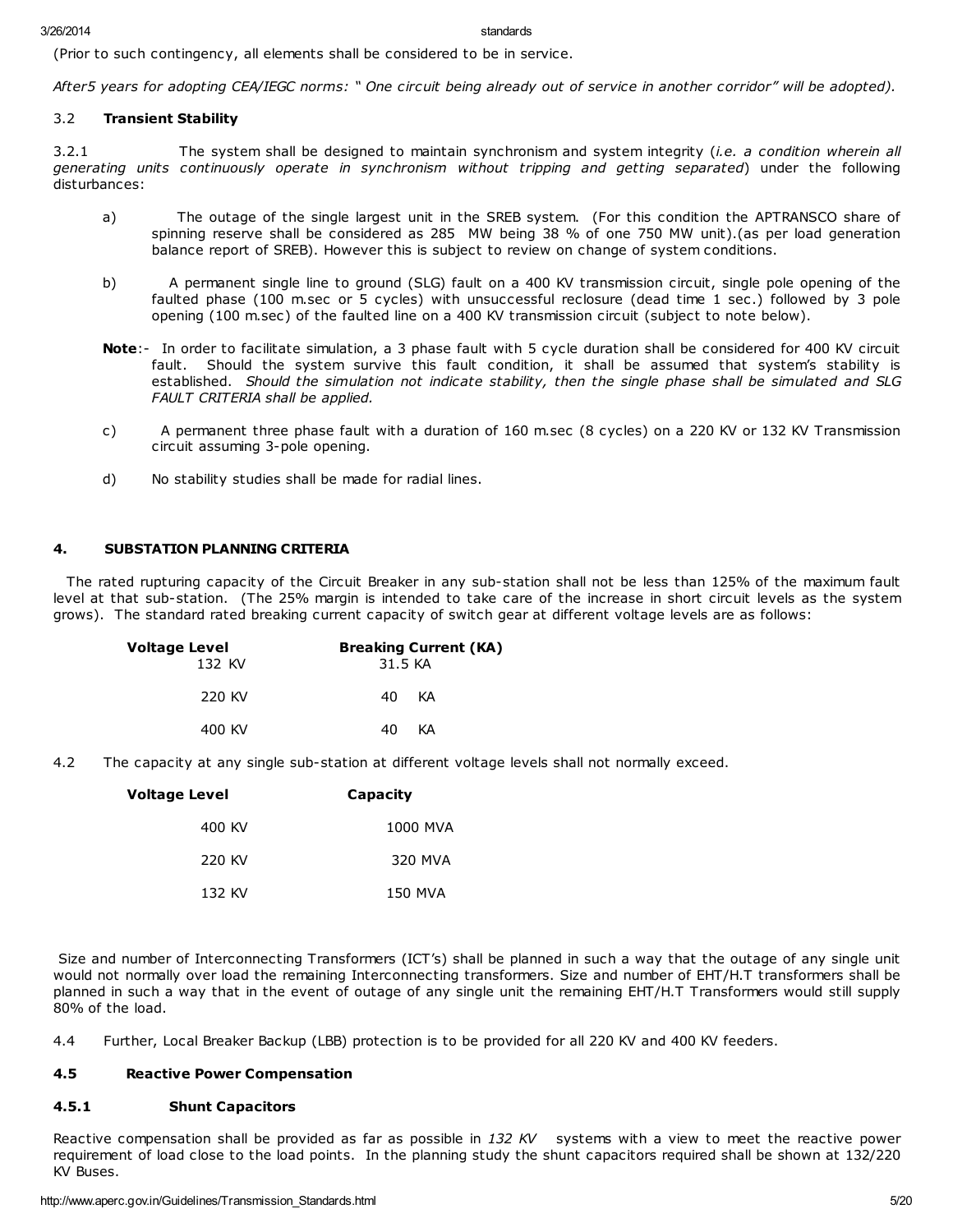(Prior to such contingency, all elements shall be considered to be in service.

*After5 years for adopting CEA/IEGC norms: " One circuit being already out of service in another corridor" will be adopted).*

### 3.2 **Transient Stability**

3.2.1 The system shall be designed to maintain synchronism and system integrity (*i.e. a condition wherein all generating units continuously operate in synchronism without tripping and getting separated*) under the following disturbances:

a) The outage of the single largest unit in the SREB system. (For this condition the APTRANSCO share of spinning reserve shall be considered as 285 MW being 38 % of one 750 MW unit).(as per load generation balance report of SREB). However this is subject to review on change of system conditions.

b) A permanent single line to ground (SLG) fault on a 400 KV transmission circuit, single pole opening of the faulted phase (100 m.sec or 5 cycles) with unsuccessful reclosure (dead time 1 sec.) followed by 3 pole opening (100 m.sec) of the faulted line on a 400 KV transmission circuit (subject to note below).

**Note**:- In order to facilitate simulation, a 3 phase fault with 5 cycle duration shall be considered for 400 KV circuit fault. Should the system survive this fault condition, it shall be assumed that system's stability is established. *Should the simulation not indicate stability, then the single phase shall be simulated and SLG FAULT CRITERIA shall be applied.*

c) A permanent three phase fault with a duration of 160 m.sec (8 cycles) on a 220 KV or 132 KV Transmission circuit assuming 3-pole opening.

d) No stability studies shall be made for radial lines.

## 4. SUBSTATION PLANNING CRITERIA

The rated rupturing capacity of the Circuit Breaker in any sub-station shall not be less than 125% of the maximum fault level at that sub-station. (The 25% margin is intended to take care of the increase in short circuit levels as the system grows). The standard rated breaking current capacity of switch gear at different voltage levels are as follows:

| Voltage Level | Breaking Current (KA) |
|---|---|
| 132 KV | 31.5 KA |
| 220 KV | 40 KA |
| 400 KV | 40 KA |

4.2 The capacity at any single sub-station at different voltage levels shall not normally exceed.

| Voltage Level | Capacity |
|---|---|
| 400 KV | 1000 MVA |
| 220 KV | 320 MVA |
| 132 KV | 150 MVA |

Size and number of Interconnecting Transformers (ICT's) shall be planned in such a way that the outage of any single unit would not normally over load the remaining Interconnecting transformers. Size and number of EHT/H.T transformers shall be planned in such a way that in the event of outage of any single unit the remaining EHT/H.T Transformers would still supply 80% of the load.

4.4 Further, Local Breaker Backup (LBB) protection is to be provided for all 220 KV and 400 KV feeders.

### 4.5 Reactive Power Compensation

#### 4.5.1 Shunt Capacitors

Reactive compensation shall be provided as far as possible in *132 KV* systems with a view to meet the reactive power requirement of load close to the load points. In the planning study the shunt capacitors required shall be shown at 132/220 KV Buses.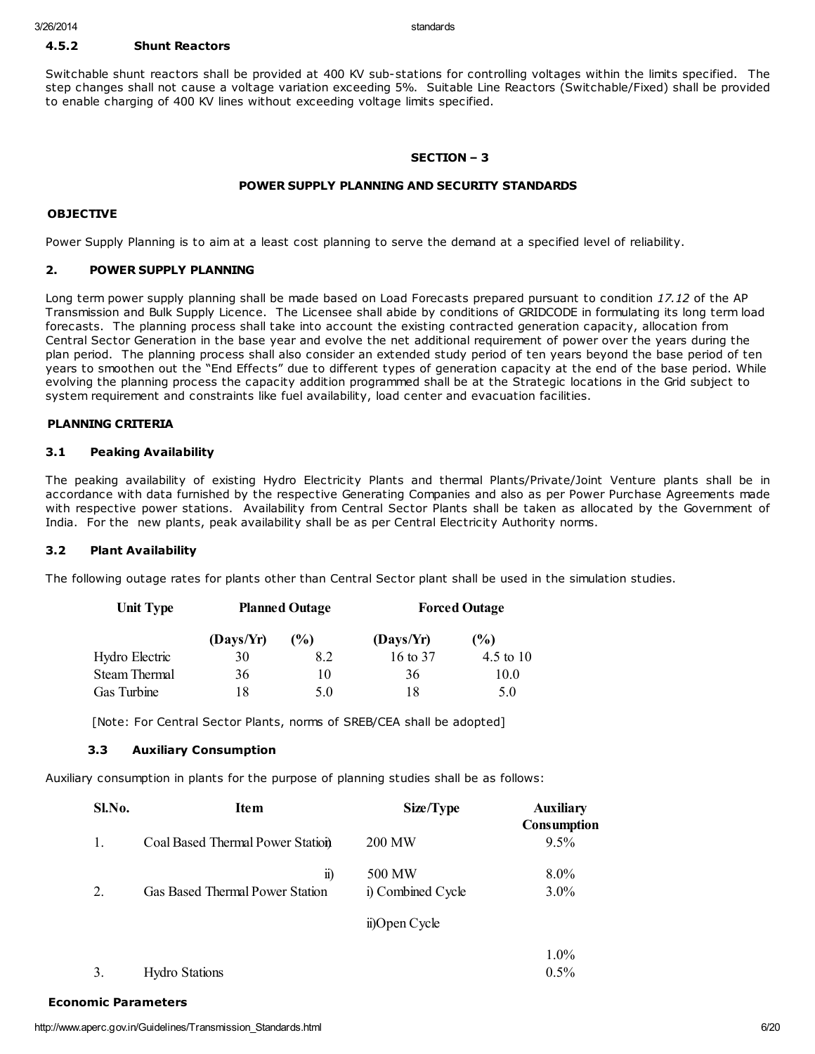#### 4.5.2 Shunt Reactors

Switchable shunt reactors shall be provided at 400 KV sub-stations for controlling voltages within the limits specified. The step changes shall not cause a voltage variation exceeding 5%. Suitable Line Reactors (Switchable/Fixed) shall be provided to enable charging of 400 KV lines without exceeding voltage limits specified.

## SECTION – 3

## POWER SUPPLY PLANNING AND SECURITY STANDARDS

### OBJECTIVE

Power Supply Planning is to aim at a least cost planning to serve the demand at a specified level of reliability.

### 2. POWER SUPPLY PLANNING

Long term power supply planning shall be made based on Load Forecasts prepared pursuant to condition *17.12* of the AP Transmission and Bulk Supply Licence. The Licensee shall abide by conditions of GRIDCODE in formulating its long term load forecasts. The planning process shall take into account the existing contracted generation capacity, allocation from Central Sector Generation in the base year and evolve the net additional requirement of power over the years during the plan period. The planning process shall also consider an extended study period of ten years beyond the base period of ten years to smoothen out the "End Effects" due to different types of generation capacity at the end of the base period. While evolving the planning process the capacity addition programmed shall be at the Strategic locations in the Grid subject to system requirement and constraints like fuel availability, load center and evacuation facilities.

### PLANNING CRITERIA

#### 3.1 Peaking Availability

The peaking availability of existing Hydro Electricity Plants and thermal Plants/Private/Joint Venture plants shall be in accordance with data furnished by the respective Generating Companies and also as per Power Purchase Agreements made with respective power stations. Availability from Central Sector Plants shall be taken as allocated by the Government of India. For the new plants, peak availability shall be as per Central Electricity Authority norms.

#### 3.2 Plant Availability

The following outage rates for plants other than Central Sector plant shall be used in the simulation studies.

| Unit Type | Planned Outage | | Forced Outage | |
|---|---|---|---|---|
| | (Days/Yr) | (%) | (Days/Yr) | (%) |
| Hydro Electric | 30 | 8.2 | 16 to 37 | 4.5 to 10 |
| Steam Thermal | 36 | 10 | 36 | 10.0 |
| Gas Turbine | 18 | 5.0 | 18 | 5.0 |

[Note: For Central Sector Plants, norms of SREB/CEA shall be adopted]

#### 3.3 Auxiliary Consumption

Auxiliary consumption in plants for the purpose of planning studies shall be as follows:

| Sl.No. | Item | Size/Type | Auxiliary Consumption |
|---|---|---|---|
| 1. | Coal Based Thermal Power Station i) | 200 MW | 9.5% |
| | ii) | 500 MW | 8.0% |
| 2. | Gas Based Thermal Power Station | i) Combined Cycle | 3.0% |
| | | ii)Open Cycle | 1.0% |
| 3. | Hydro Stations | | 0.5% |

### Economic Parameters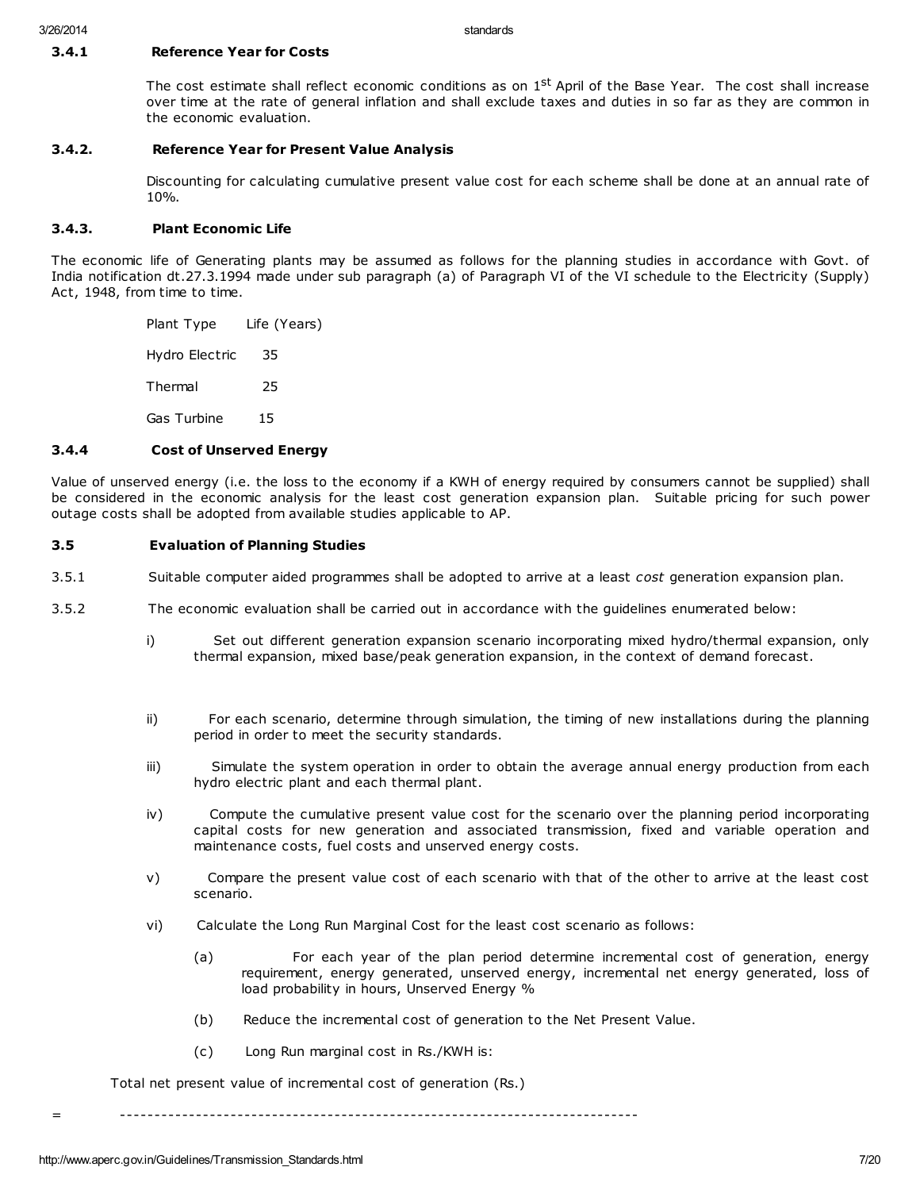### 3.4.1 Reference Year for Costs

The cost estimate shall reflect economic conditions as on 1st April of the Base Year. The cost shall increase over time at the rate of general inflation and shall exclude taxes and duties in so far as they are common in the economic evaluation.

### 3.4.2. Reference Year for Present Value Analysis

Discounting for calculating cumulative present value cost for each scheme shall be done at an annual rate of 10%.

### 3.4.3. Plant Economic Life

The economic life of Generating plants may be assumed as follows for the planning studies in accordance with Govt. of India notification dt.27.3.1994 made under sub paragraph (a) of Paragraph VI of the VI schedule to the Electricity (Supply) Act, 1948, from time to time.

| Plant Type | Life (Years) |
|---|---|
| Hydro Electric | 35 |
| Thermal | 25 |
| Gas Turbine | 15 |

### 3.4.4 Cost of Unserved Energy

Value of unserved energy (i.e. the loss to the economy if a KWH of energy required by consumers cannot be supplied) shall be considered in the economic analysis for the least cost generation expansion plan. Suitable pricing for such power outage costs shall be adopted from available studies applicable to AP.

### 3.5 Evaluation of Planning Studies

3.5.1 Suitable computer aided programmes shall be adopted to arrive at a least *cost* generation expansion plan.

3.5.2 The economic evaluation shall be carried out in accordance with the guidelines enumerated below:

i) Set out different generation expansion scenario incorporating mixed hydro/thermal expansion, only thermal expansion, mixed base/peak generation expansion, in the context of demand forecast.

ii) For each scenario, determine through simulation, the timing of new installations during the planning period in order to meet the security standards.

iii) Simulate the system operation in order to obtain the average annual energy production from each hydro electric plant and each thermal plant.

iv) Compute the cumulative present value cost for the scenario over the planning period incorporating capital costs for new generation and associated transmission, fixed and variable operation and maintenance costs, fuel costs and unserved energy costs.

v) Compare the present value cost of each scenario with that of the other to arrive at the least cost scenario.

vi) Calculate the Long Run Marginal Cost for the least cost scenario as follows:

(a) For each year of the plan period determine incremental cost of generation, energy requirement, energy generated, unserved energy, incremental net energy generated, loss of load probability in hours, Unserved Energy %

(b) Reduce the incremental cost of generation to the Net Present Value.

(c) Long Run marginal cost in Rs./KWH is:

Total net present value of incremental cost of generation (Rs.)

= ---------------------------------------------------------------------------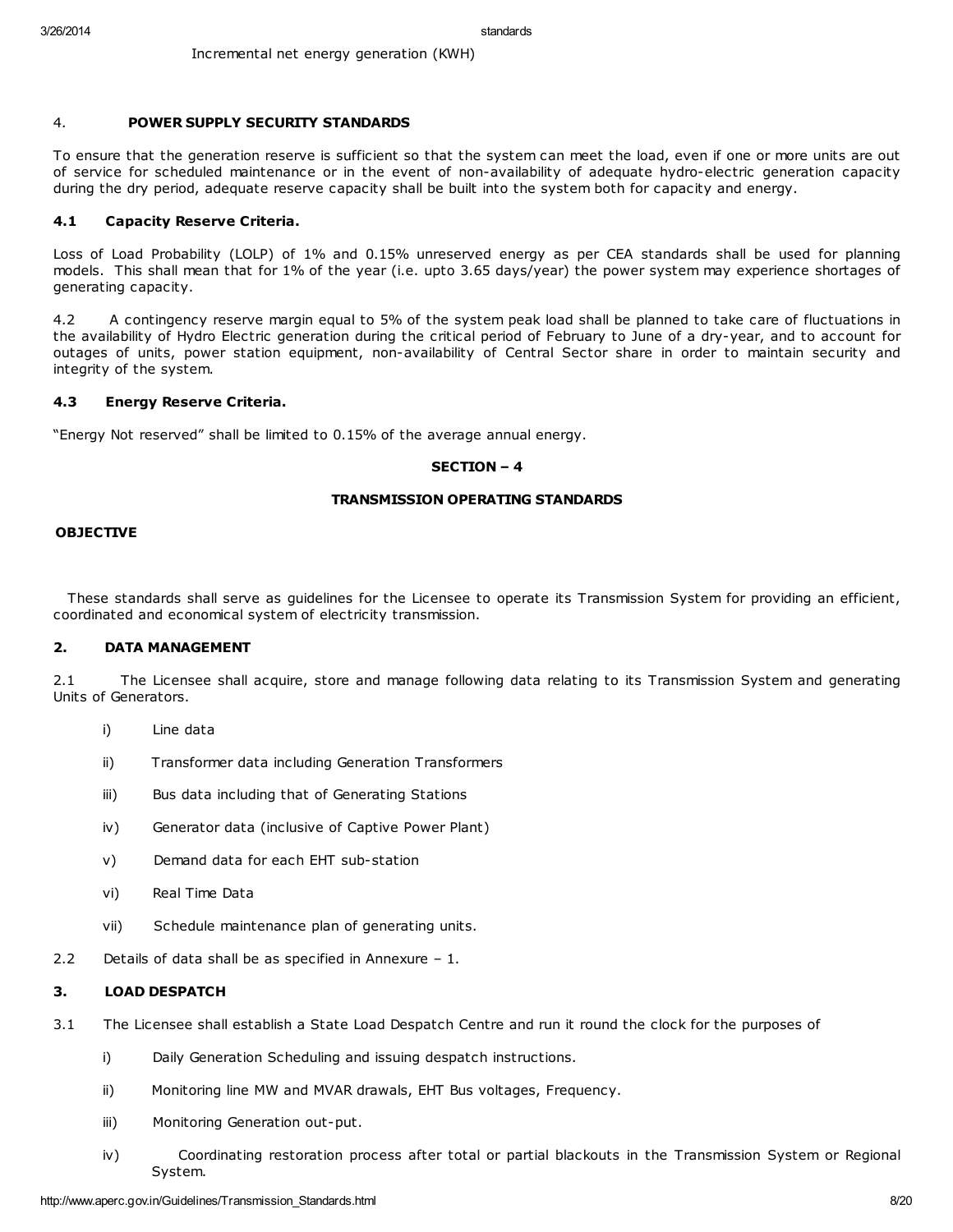Incremental net energy generation (KWH)

## 4. POWER SUPPLY SECURITY STANDARDS

To ensure that the generation reserve is sufficient so that the system can meet the load, even if one or more units are out of service for scheduled maintenance or in the event of non-availability of adequate hydro-electric generation capacity during the dry period, adequate reserve capacity shall be built into the system both for capacity and energy.

### 4.1 Capacity Reserve Criteria.

Loss of Load Probability (LOLP) of 1% and 0.15% unreserved energy as per CEA standards shall be used for planning models. This shall mean that for 1% of the year (i.e. upto 3.65 days/year) the power system may experience shortages of generating capacity.

4.2 A contingency reserve margin equal to 5% of the system peak load shall be planned to take care of fluctuations in the availability of Hydro Electric generation during the critical period of February to June of a dry-year, and to account for outages of units, power station equipment, non-availability of Central Sector share in order to maintain security and integrity of the system.

### 4.3 Energy Reserve Criteria.

"Energy Not reserved" shall be limited to 0.15% of the average annual energy.

# SECTION – 4

# TRANSMISSION OPERATING STANDARDS

## OBJECTIVE

These standards shall serve as guidelines for the Licensee to operate its Transmission System for providing an efficient, coordinated and economical system of electricity transmission.

## 2. DATA MANAGEMENT

2.1 The Licensee shall acquire, store and manage following data relating to its Transmission System and generating Units of Generators.

- i) Line data
- ii) Transformer data including Generation Transformers
- iii) Bus data including that of Generating Stations
- iv) Generator data (inclusive of Captive Power Plant)
- v) Demand data for each EHT sub-station
- vi) Real Time Data
- vii) Schedule maintenance plan of generating units.

2.2 Details of data shall be as specified in Annexure – 1.

## 3. LOAD DESPATCH

3.1 The Licensee shall establish a State Load Despatch Centre and run it round the clock for the purposes of

- i) Daily Generation Scheduling and issuing despatch instructions.
- ii) Monitoring line MW and MVAR drawals, EHT Bus voltages, Frequency.
- iii) Monitoring Generation out-put.
- iv) Coordinating restoration process after total or partial blackouts in the Transmission System or Regional System.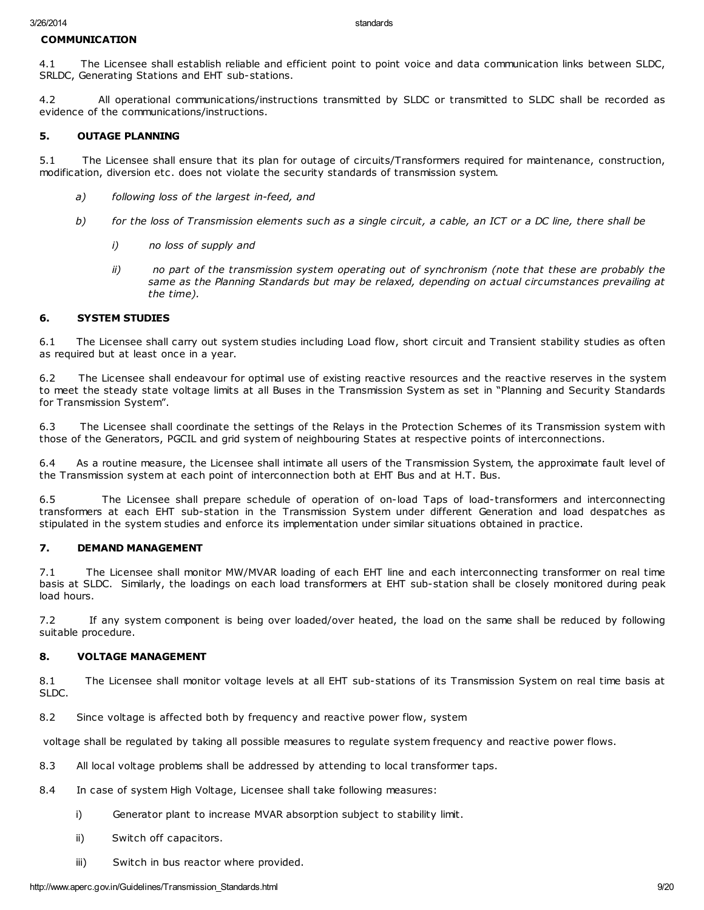**COMMUNICATION**

4.1 The Licensee shall establish reliable and efficient point to point voice and data communication links between SLDC, SRLDC, Generating Stations and EHT sub-stations.

4.2 All operational communications/instructions transmitted by SLDC or transmitted to SLDC shall be recorded as evidence of the communications/instructions.

## 5. OUTAGE PLANNING

5.1 The Licensee shall ensure that its plan for outage of circuits/Transformers required for maintenance, construction, modification, diversion etc. does not violate the security standards of transmission system.

*a) following loss of the largest in-feed, and*

*b) for the loss of Transmission elements such as a single circuit, a cable, an ICT or a DC line, there shall be*

*i) no loss of supply and*

*ii) no part of the transmission system operating out of synchronism (note that these are probably the same as the Planning Standards but may be relaxed, depending on actual circumstances prevailing at the time).*

## 6. SYSTEM STUDIES

6.1 The Licensee shall carry out system studies including Load flow, short circuit and Transient stability studies as often as required but at least once in a year.

6.2 The Licensee shall endeavour for optimal use of existing reactive resources and the reactive reserves in the system to meet the steady state voltage limits at all Buses in the Transmission System as set in "Planning and Security Standards for Transmission System".

6.3 The Licensee shall coordinate the settings of the Relays in the Protection Schemes of its Transmission system with those of the Generators, PGCIL and grid system of neighbouring States at respective points of interconnections.

6.4 As a routine measure, the Licensee shall intimate all users of the Transmission System, the approximate fault level of the Transmission system at each point of interconnection both at EHT Bus and at H.T. Bus.

6.5 The Licensee shall prepare schedule of operation of on-load Taps of load-transformers and interconnecting transformers at each EHT sub-station in the Transmission System under different Generation and load despatches as stipulated in the system studies and enforce its implementation under similar situations obtained in practice.

## 7. DEMAND MANAGEMENT

7.1 The Licensee shall monitor MW/MVAR loading of each EHT line and each interconnecting transformer on real time basis at SLDC. Similarly, the loadings on each load transformers at EHT sub-station shall be closely monitored during peak load hours.

7.2 If any system component is being over loaded/over heated, the load on the same shall be reduced by following suitable procedure.

## 8. VOLTAGE MANAGEMENT

8.1 The Licensee shall monitor voltage levels at all EHT sub-stations of its Transmission System on real time basis at SLDC.

8.2 Since voltage is affected both by frequency and reactive power flow, system

voltage shall be regulated by taking all possible measures to regulate system frequency and reactive power flows.

8.3 All local voltage problems shall be addressed by attending to local transformer taps.

8.4 In case of system High Voltage, Licensee shall take following measures:

i) Generator plant to increase MVAR absorption subject to stability limit.

ii) Switch off capacitors.

iii) Switch in bus reactor where provided.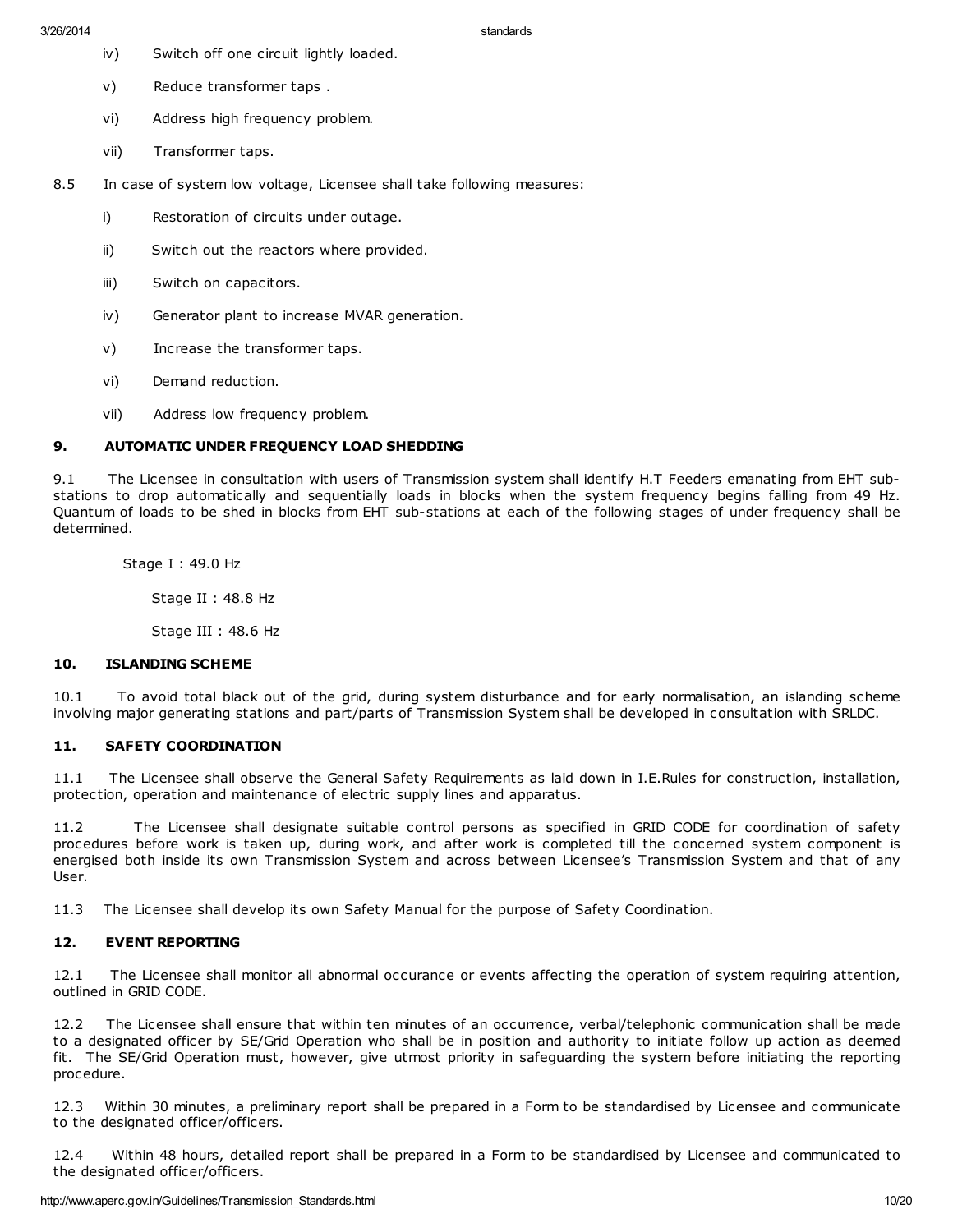iv) Switch off one circuit lightly loaded.

v) Reduce transformer taps .

vi) Address high frequency problem.

vii) Transformer taps.

8.5 In case of system low voltage, Licensee shall take following measures:

i) Restoration of circuits under outage.

ii) Switch out the reactors where provided.

iii) Switch on capacitors.

iv) Generator plant to increase MVAR generation.

v) Increase the transformer taps.

vi) Demand reduction.

vii) Address low frequency problem.

### 9. AUTOMATIC UNDER FREQUENCY LOAD SHEDDING

9.1 The Licensee in consultation with users of Transmission system shall identify H.T Feeders emanating from EHT sub-stations to drop automatically and sequentially loads in blocks when the system frequency begins falling from 49 Hz. Quantum of loads to be shed in blocks from EHT sub-stations at each of the following stages of under frequency shall be determined.

Stage I : 49.0 Hz

Stage II : 48.8 Hz

Stage III : 48.6 Hz

### 10. ISLANDING SCHEME

10.1 To avoid total black out of the grid, during system disturbance and for early normalisation, an islanding scheme involving major generating stations and part/parts of Transmission System shall be developed in consultation with SRLDC.

### 11. SAFETY COORDINATION

11.1 The Licensee shall observe the General Safety Requirements as laid down in I.E.Rules for construction, installation, protection, operation and maintenance of electric supply lines and apparatus.

11.2 The Licensee shall designate suitable control persons as specified in GRID CODE for coordination of safety procedures before work is taken up, during work, and after work is completed till the concerned system component is energised both inside its own Transmission System and across between Licensee's Transmission System and that of any User.

11.3 The Licensee shall develop its own Safety Manual for the purpose of Safety Coordination.

### 12. EVENT REPORTING

12.1 The Licensee shall monitor all abnormal occurance or events affecting the operation of system requiring attention, outlined in GRID CODE.

12.2 The Licensee shall ensure that within ten minutes of an occurrence, verbal/telephonic communication shall be made to a designated officer by SE/Grid Operation who shall be in position and authority to initiate follow up action as deemed fit. The SE/Grid Operation must, however, give utmost priority in safeguarding the system before initiating the reporting procedure.

12.3 Within 30 minutes, a preliminary report shall be prepared in a Form to be standardised by Licensee and communicate to the designated officer/officers.

12.4 Within 48 hours, detailed report shall be prepared in a Form to be standardised by Licensee and communicated to the designated officer/officers.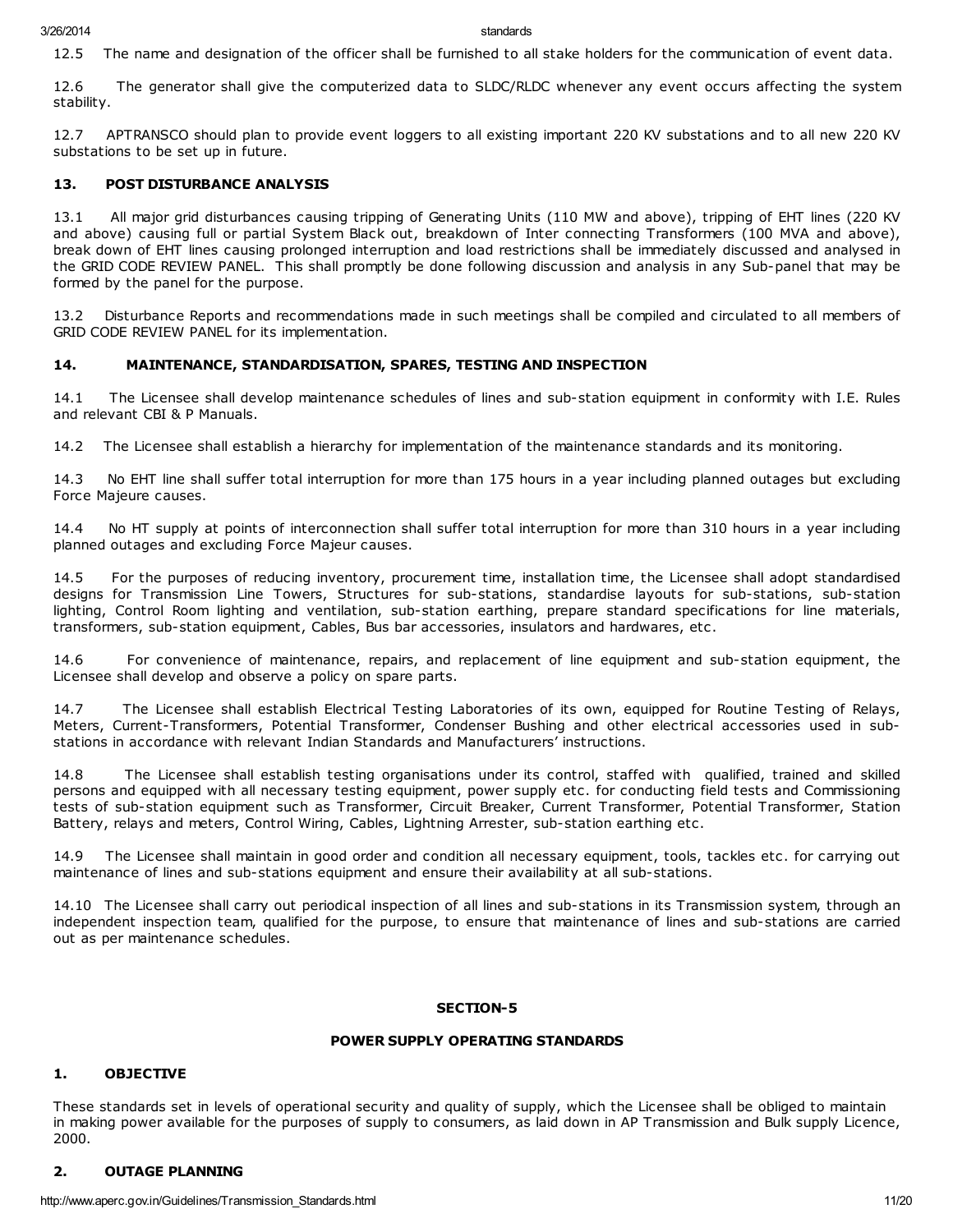12.5 The name and designation of the officer shall be furnished to all stake holders for the communication of event data.

12.6 The generator shall give the computerized data to SLDC/RLDC whenever any event occurs affecting the system stability.

12.7 APTRANSCO should plan to provide event loggers to all existing important 220 KV substations and to all new 220 KV substations to be set up in future.

### 13. POST DISTURBANCE ANALYSIS

13.1 All major grid disturbances causing tripping of Generating Units (110 MW and above), tripping of EHT lines (220 KV and above) causing full or partial System Black out, breakdown of Inter connecting Transformers (100 MVA and above), break down of EHT lines causing prolonged interruption and load restrictions shall be immediately discussed and analysed in the GRID CODE REVIEW PANEL. This shall promptly be done following discussion and analysis in any Sub-panel that may be formed by the panel for the purpose.

13.2 Disturbance Reports and recommendations made in such meetings shall be compiled and circulated to all members of GRID CODE REVIEW PANEL for its implementation.

### 14. MAINTENANCE, STANDARDISATION, SPARES, TESTING AND INSPECTION

14.1 The Licensee shall develop maintenance schedules of lines and sub-station equipment in conformity with I.E. Rules and relevant CBI & P Manuals.

14.2 The Licensee shall establish a hierarchy for implementation of the maintenance standards and its monitoring.

14.3 No EHT line shall suffer total interruption for more than 175 hours in a year including planned outages but excluding Force Majeure causes.

14.4 No HT supply at points of interconnection shall suffer total interruption for more than 310 hours in a year including planned outages and excluding Force Majeur causes.

14.5 For the purposes of reducing inventory, procurement time, installation time, the Licensee shall adopt standardised designs for Transmission Line Towers, Structures for sub-stations, standardise layouts for sub-stations, sub-station lighting, Control Room lighting and ventilation, sub-station earthing, prepare standard specifications for line materials, transformers, sub-station equipment, Cables, Bus bar accessories, insulators and hardwares, etc.

14.6 For convenience of maintenance, repairs, and replacement of line equipment and sub-station equipment, the Licensee shall develop and observe a policy on spare parts.

14.7 The Licensee shall establish Electrical Testing Laboratories of its own, equipped for Routine Testing of Relays, Meters, Current-Transformers, Potential Transformer, Condenser Bushing and other electrical accessories used in sub-stations in accordance with relevant Indian Standards and Manufacturers' instructions.

14.8 The Licensee shall establish testing organisations under its control, staffed with qualified, trained and skilled persons and equipped with all necessary testing equipment, power supply etc. for conducting field tests and Commissioning tests of sub-station equipment such as Transformer, Circuit Breaker, Current Transformer, Potential Transformer, Station Battery, relays and meters, Control Wiring, Cables, Lightning Arrester, sub-station earthing etc.

14.9 The Licensee shall maintain in good order and condition all necessary equipment, tools, tackles etc. for carrying out maintenance of lines and sub-stations equipment and ensure their availability at all sub-stations.

14.10 The Licensee shall carry out periodical inspection of all lines and sub-stations in its Transmission system, through an independent inspection team, qualified for the purpose, to ensure that maintenance of lines and sub-stations are carried out as per maintenance schedules.

## SECTION-5

## POWER SUPPLY OPERATING STANDARDS

### 1. OBJECTIVE

These standards set in levels of operational security and quality of supply, which the Licensee shall be obliged to maintain in making power available for the purposes of supply to consumers, as laid down in AP Transmission and Bulk supply Licence, 2000.

### 2. OUTAGE PLANNING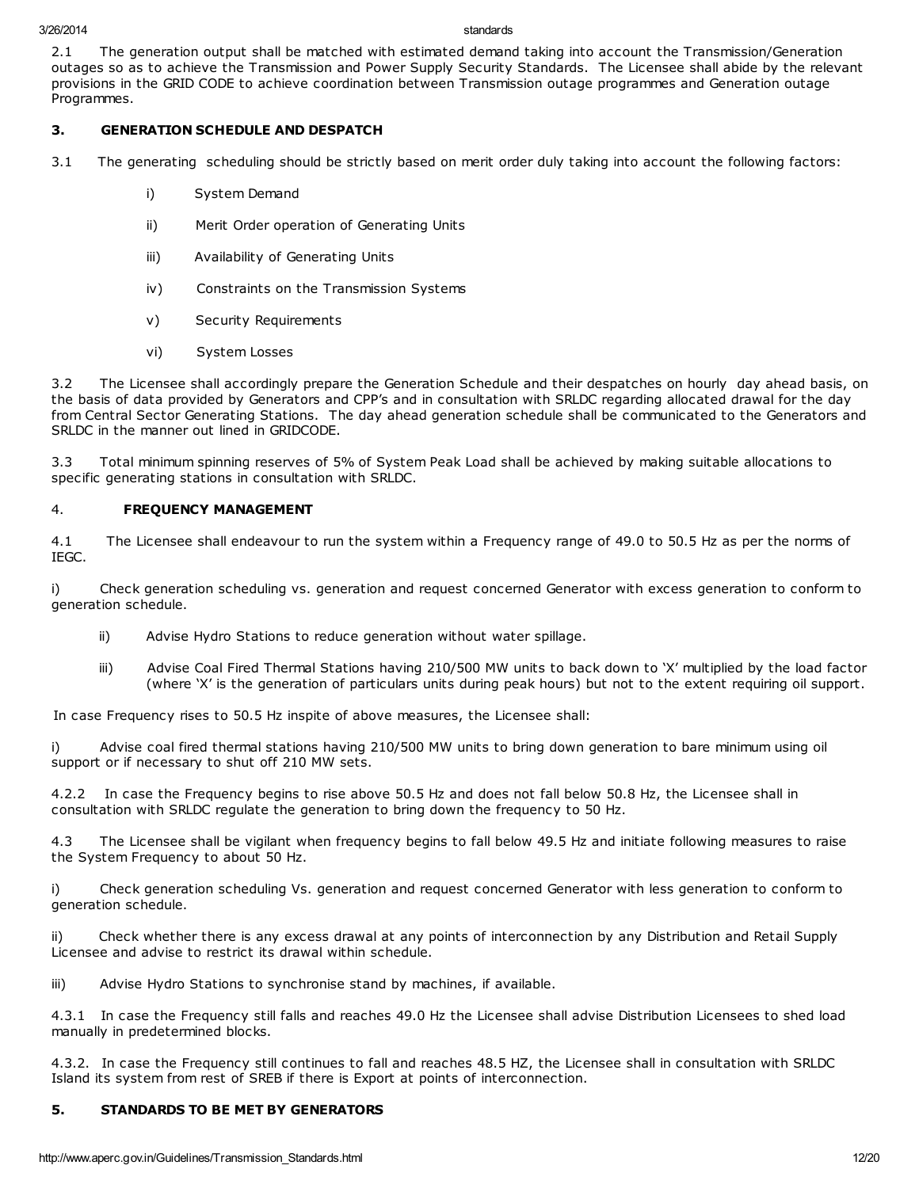2.1 The generation output shall be matched with estimated demand taking into account the Transmission/Generation outages so as to achieve the Transmission and Power Supply Security Standards. The Licensee shall abide by the relevant provisions in the GRID CODE to achieve coordination between Transmission outage programmes and Generation outage Programmes.

## 3. GENERATION SCHEDULE AND DESPATCH

3.1 The generating scheduling should be strictly based on merit order duly taking into account the following factors:

- i) System Demand
- ii) Merit Order operation of Generating Units
- iii) Availability of Generating Units
- iv) Constraints on the Transmission Systems
- v) Security Requirements
- vi) System Losses

3.2 The Licensee shall accordingly prepare the Generation Schedule and their despatches on hourly day ahead basis, on the basis of data provided by Generators and CPP's and in consultation with SRLDC regarding allocated drawal for the day from Central Sector Generating Stations. The day ahead generation schedule shall be communicated to the Generators and SRLDC in the manner out lined in GRIDCODE.

3.3 Total minimum spinning reserves of 5% of System Peak Load shall be achieved by making suitable allocations to specific generating stations in consultation with SRLDC.

## 4. FREQUENCY MANAGEMENT

4.1 The Licensee shall endeavour to run the system within a Frequency range of 49.0 to 50.5 Hz as per the norms of IEGC.

i) Check generation scheduling vs. generation and request concerned Generator with excess generation to conform to generation schedule.

ii) Advise Hydro Stations to reduce generation without water spillage.

iii) Advise Coal Fired Thermal Stations having 210/500 MW units to back down to 'X' multiplied by the load factor (where 'X' is the generation of particulars units during peak hours) but not to the extent requiring oil support.

In case Frequency rises to 50.5 Hz inspite of above measures, the Licensee shall:

i) Advise coal fired thermal stations having 210/500 MW units to bring down generation to bare minimum using oil support or if necessary to shut off 210 MW sets.

4.2.2 In case the Frequency begins to rise above 50.5 Hz and does not fall below 50.8 Hz, the Licensee shall in consultation with SRLDC regulate the generation to bring down the frequency to 50 Hz.

4.3 The Licensee shall be vigilant when frequency begins to fall below 49.5 Hz and initiate following measures to raise the System Frequency to about 50 Hz.

i) Check generation scheduling Vs. generation and request concerned Generator with less generation to conform to generation schedule.

ii) Check whether there is any excess drawal at any points of interconnection by any Distribution and Retail Supply Licensee and advise to restrict its drawal within schedule.

iii) Advise Hydro Stations to synchronise stand by machines, if available.

4.3.1 In case the Frequency still falls and reaches 49.0 Hz the Licensee shall advise Distribution Licensees to shed load manually in predetermined blocks.

4.3.2. In case the Frequency still continues to fall and reaches 48.5 HZ, the Licensee shall in consultation with SRLDC Island its system from rest of SREB if there is Export at points of interconnection.

## 5. STANDARDS TO BE MET BY GENERATORS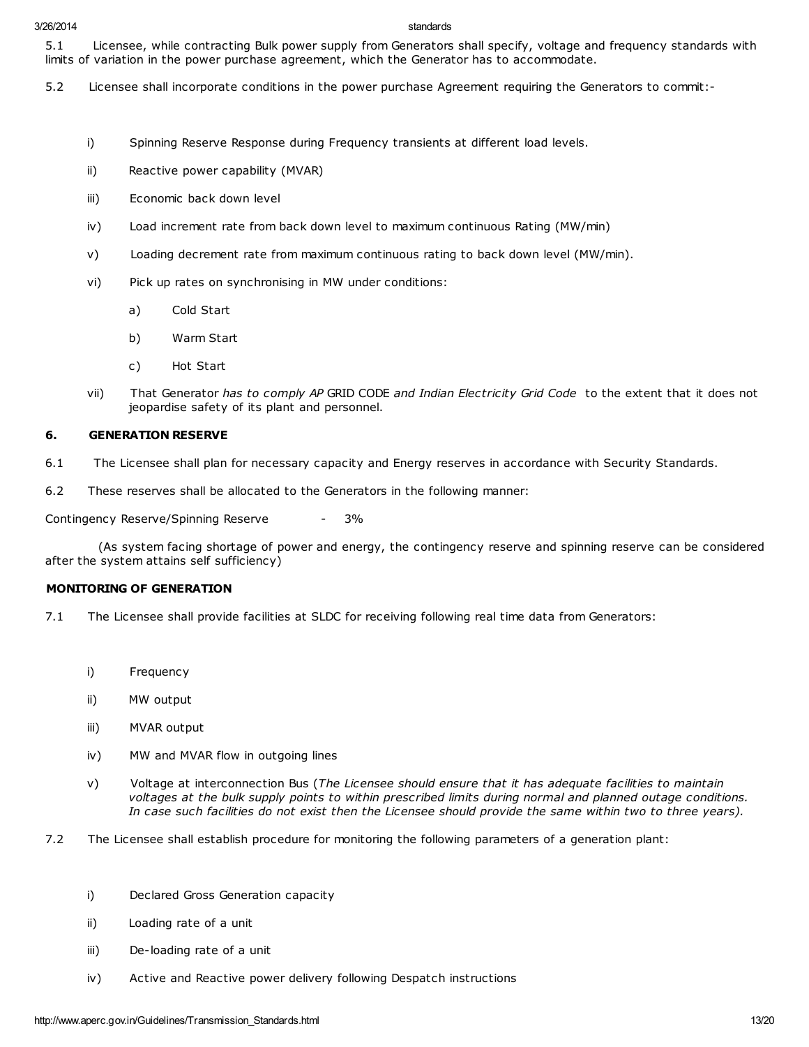5.1 Licensee, while contracting Bulk power supply from Generators shall specify, voltage and frequency standards with limits of variation in the power purchase agreement, which the Generator has to accommodate.

5.2 Licensee shall incorporate conditions in the power purchase Agreement requiring the Generators to commit:-

- i) Spinning Reserve Response during Frequency transients at different load levels.
- ii) Reactive power capability (MVAR)
- iii) Economic back down level
- iv) Load increment rate from back down level to maximum continuous Rating (MW/min)
- v) Loading decrement rate from maximum continuous rating to back down level (MW/min).
- vi) Pick up rates on synchronising in MW under conditions:
  - a) Cold Start
  - b) Warm Start
  - c) Hot Start
- vii) That Generator *has to comply AP* GRID CODE *and Indian Electricity Grid Code* to the extent that it does not jeopardise safety of its plant and personnel.

## 6. GENERATION RESERVE

6.1 The Licensee shall plan for necessary capacity and Energy reserves in accordance with Security Standards.

6.2 These reserves shall be allocated to the Generators in the following manner:

Contingency Reserve/Spinning Reserve - 3%

(As system facing shortage of power and energy, the contingency reserve and spinning reserve can be considered after the system attains self sufficiency)

## MONITORING OF GENERATION

7.1 The Licensee shall provide facilities at SLDC for receiving following real time data from Generators:

- i) Frequency
- ii) MW output
- iii) MVAR output
- iv) MW and MVAR flow in outgoing lines
- v) Voltage at interconnection Bus (*The Licensee should ensure that it has adequate facilities to maintain voltages at the bulk supply points to within prescribed limits during normal and planned outage conditions. In case such facilities do not exist then the Licensee should provide the same within two to three years).*

7.2 The Licensee shall establish procedure for monitoring the following parameters of a generation plant:

- i) Declared Gross Generation capacity
- ii) Loading rate of a unit
- iii) De-loading rate of a unit
- iv) Active and Reactive power delivery following Despatch instructions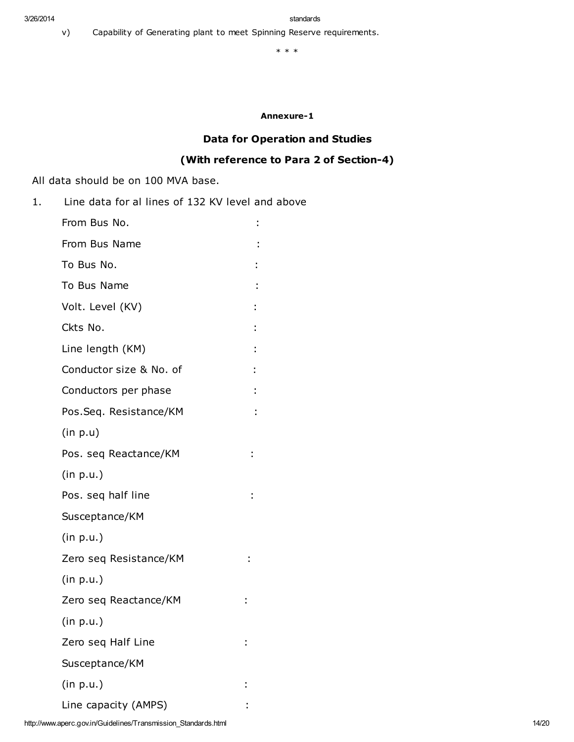v) Capability of Generating plant to meet Spinning Reserve requirements.

\* \* \*

**Annexure-1**

## Data for Operation and Studies

## (With reference to Para 2 of Section-4)

All data should be on 100 MVA base.

1. Line data for al lines of 132 KV level and above

   From Bus No. :

   From Bus Name :

   To Bus No. :

   To Bus Name :

   Volt. Level (KV) :

   Ckts No. :

   Line length (KM) :

   Conductor size & No. of :

   Conductors per phase :

   Pos.Seq. Resistance/KM :

   (in p.u)

   Pos. seq Reactance/KM :

   (in p.u.)

   Pos. seq half line :

   Susceptance/KM

   (in p.u.)

   Zero seq Resistance/KM :

   (in p.u.)

   Zero seq Reactance/KM :

   (in p.u.)

   Zero seq Half Line :

   Susceptance/KM

   (in p.u.) :

   Line capacity (AMPS) :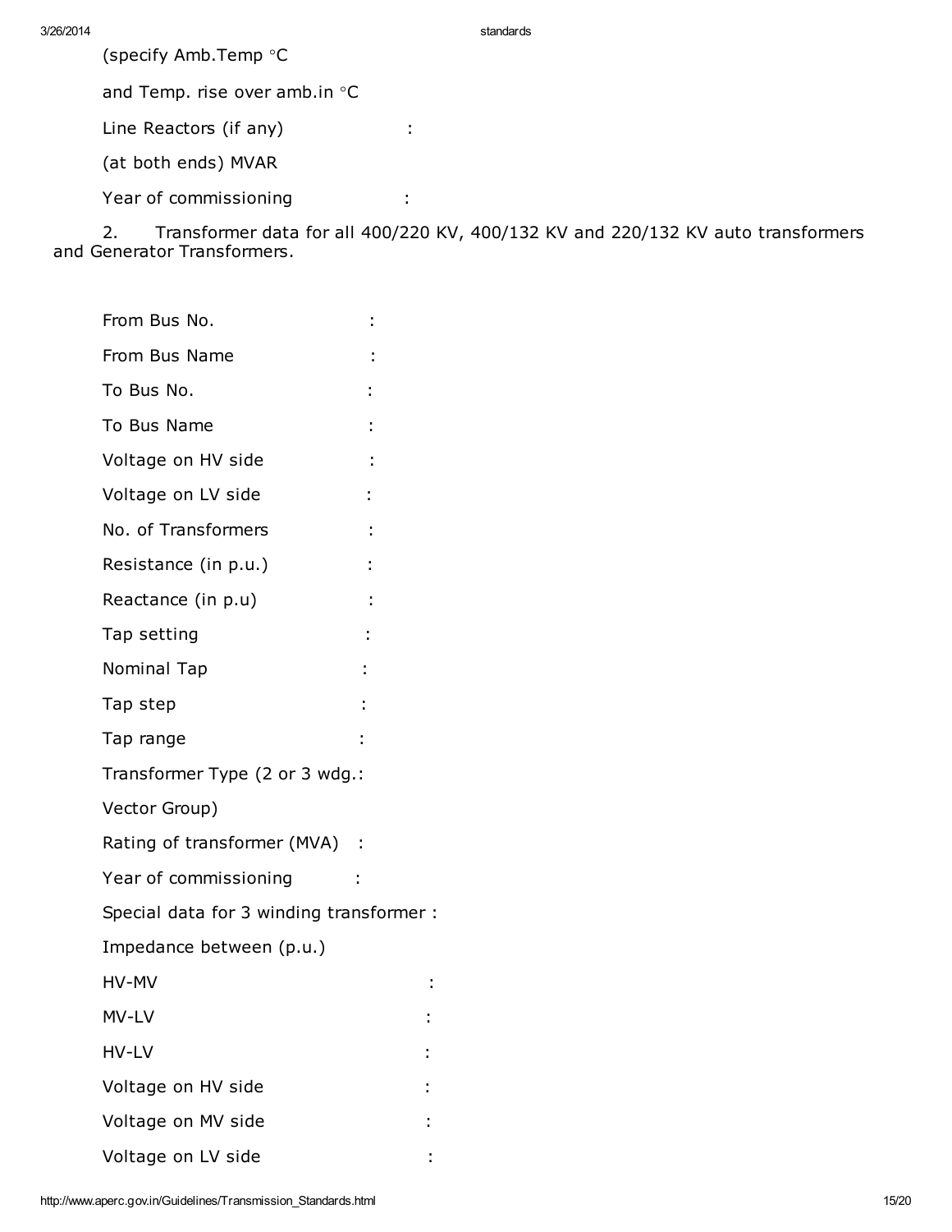(specify Amb.Temp °C

and Temp. rise over amb.in °C

Line Reactors (if any) :

(at both ends) MVAR

Year of commissioning :

2. Transformer data for all 400/220 KV, 400/132 KV and 220/132 KV auto transformers and Generator Transformers.

From Bus No. :

From Bus Name :

To Bus No. :

To Bus Name :

Voltage on HV side :

Voltage on LV side :

No. of Transformers :

Resistance (in p.u.) :

Reactance (in p.u) :

Tap setting :

Nominal Tap :

Tap step :

Tap range :

Transformer Type (2 or 3 wdg.:

Vector Group)

Rating of transformer (MVA) :

Year of commissioning :

Special data for 3 winding transformer :

Impedance between (p.u.)

HV-MV :

MV-LV :

HV-LV :

Voltage on HV side :

Voltage on MV side :

Voltage on LV side :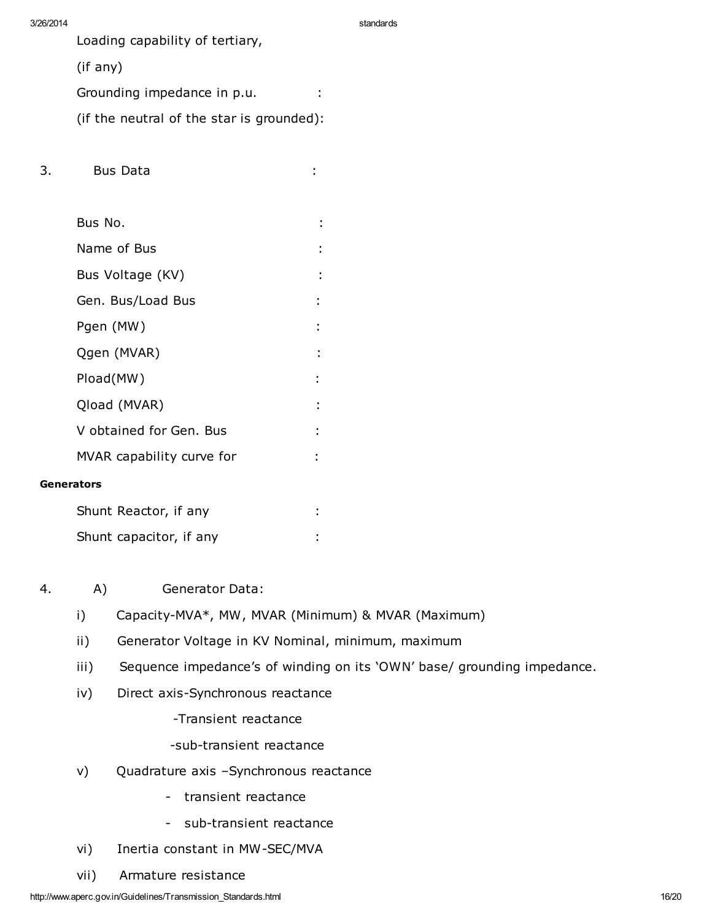Loading capability of tertiary,

(if any)

Grounding impedance in p.u. :

(if the neutral of the star is grounded):

3. Bus Data :

Bus No. :

Name of Bus :

Bus Voltage (KV) :

Gen. Bus/Load Bus :

Pgen (MW) :

Qgen (MVAR) :

Pload(MW) :

Qload (MVAR) :

V obtained for Gen. Bus :

MVAR capability curve for :

**Generators**

Shunt Reactor, if any :

Shunt capacitor, if any :

4. A) Generator Data:

i) Capacity-MVA*, MW, MVAR (Minimum) & MVAR (Maximum)

ii) Generator Voltage in KV Nominal, minimum, maximum

iii) Sequence impedance's of winding on its 'OWN' base/ grounding impedance.

iv) Direct axis-Synchronous reactance

-Transient reactance

-sub-transient reactance

v) Quadrature axis –Synchronous reactance

- transient reactance
- sub-transient reactance

vi) Inertia constant in MW-SEC/MVA

vii) Armature resistance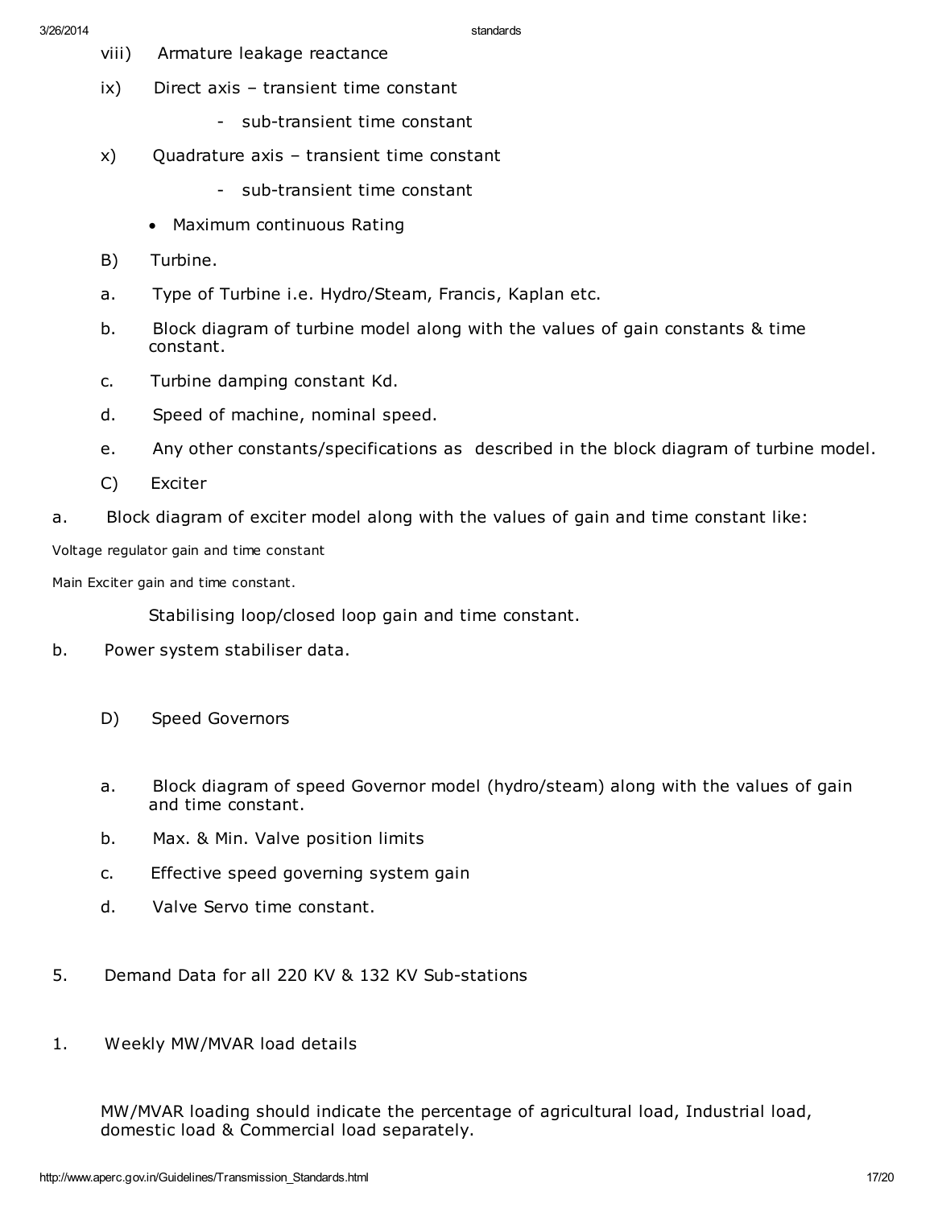viii) Armature leakage reactance

ix) Direct axis – transient time constant

- sub-transient time constant

x) Quadrature axis – transient time constant

- sub-transient time constant

- Maximum continuous Rating

B) Turbine.

a. Type of Turbine i.e. Hydro/Steam, Francis, Kaplan etc.

b. Block diagram of turbine model along with the values of gain constants & time constant.

c. Turbine damping constant Kd.

d. Speed of machine, nominal speed.

e. Any other constants/specifications as described in the block diagram of turbine model.

C) Exciter

a. Block diagram of exciter model along with the values of gain and time constant like:

Voltage regulator gain and time constant

Main Exciter gain and time constant.

Stabilising loop/closed loop gain and time constant.

b. Power system stabiliser data.

D) Speed Governors

a. Block diagram of speed Governor model (hydro/steam) along with the values of gain and time constant.

b. Max. & Min. Valve position limits

c. Effective speed governing system gain

d. Valve Servo time constant.

5. Demand Data for all 220 KV & 132 KV Sub-stations

1. Weekly MW/MVAR load details

MW/MVAR loading should indicate the percentage of agricultural load, Industrial load, domestic load & Commercial load separately.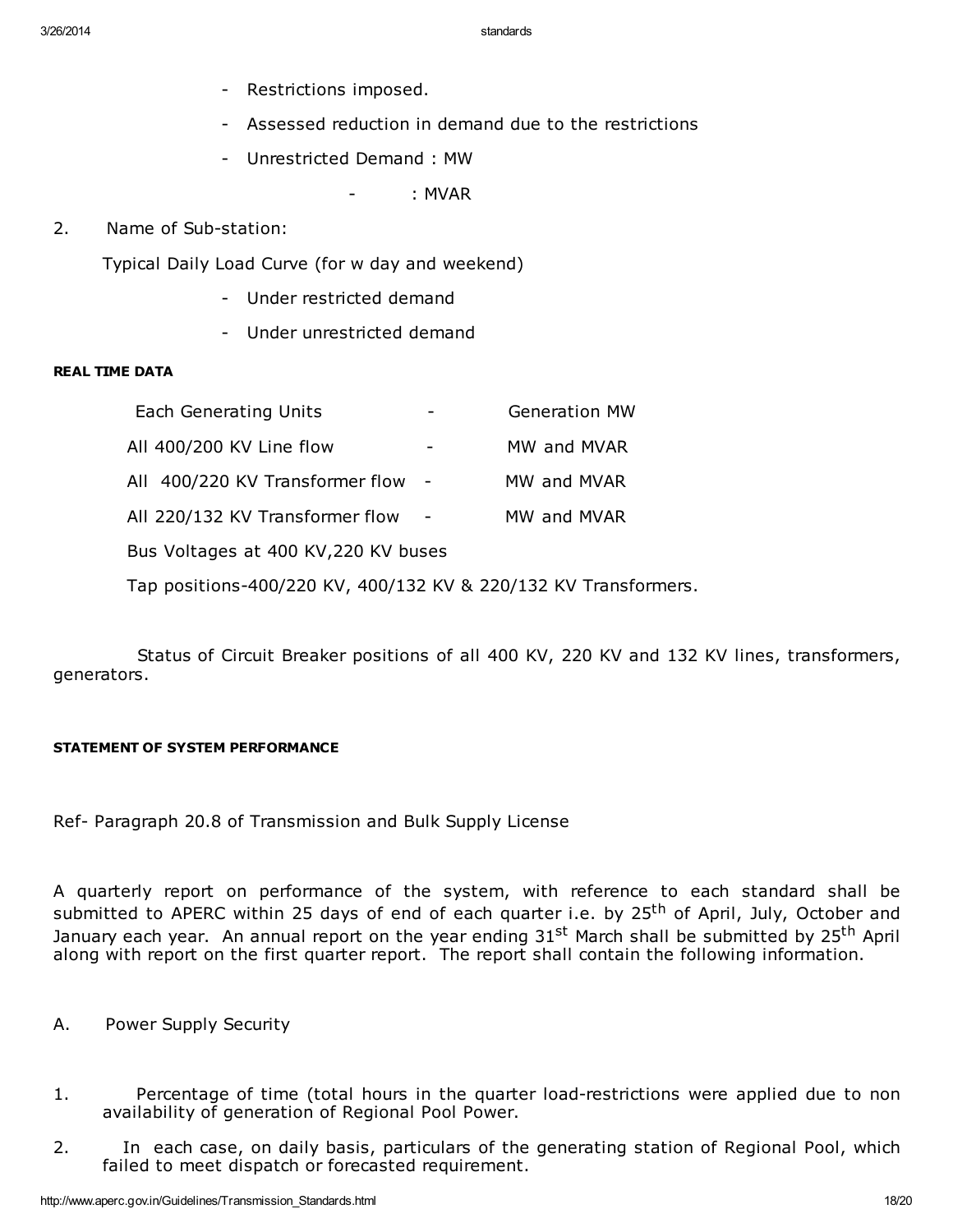- Restrictions imposed.
- Assessed reduction in demand due to the restrictions
- Unrestricted Demand : MW

  - : MVAR

2. Name of Sub-station:

   Typical Daily Load Curve (for w day and weekend)

   - Under restricted demand
   - Under unrestricted demand

**REAL TIME DATA**

| | | |
|---|---|---|
| Each Generating Units | - | Generation MW |
| All 400/200 KV Line flow | - | MW and MVAR |
| All 400/220 KV Transformer flow | - | MW and MVAR |
| All 220/132 KV Transformer flow | - | MW and MVAR |

Bus Voltages at 400 KV,220 KV buses

Tap positions-400/220 KV, 400/132 KV & 220/132 KV Transformers.

Status of Circuit Breaker positions of all 400 KV, 220 KV and 132 KV lines, transformers, generators.

**STATEMENT OF SYSTEM PERFORMANCE**

Ref- Paragraph 20.8 of Transmission and Bulk Supply License

A quarterly report on performance of the system, with reference to each standard shall be submitted to APERC within 25 days of end of each quarter i.e. by 25th of April, July, October and January each year. An annual report on the year ending 31st March shall be submitted by 25th April along with report on the first quarter report. The report shall contain the following information.

A. Power Supply Security

1. Percentage of time (total hours in the quarter load-restrictions were applied due to non availability of generation of Regional Pool Power.
2. In each case, on daily basis, particulars of the generating station of Regional Pool, which failed to meet dispatch or forecasted requirement.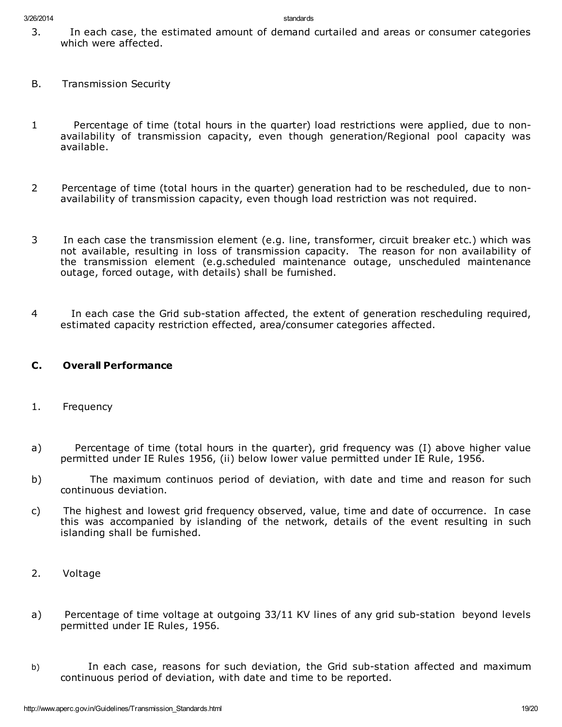3. In each case, the estimated amount of demand curtailed and areas or consumer categories which were affected.

B. Transmission Security

1 Percentage of time (total hours in the quarter) load restrictions were applied, due to non-availability of transmission capacity, even though generation/Regional pool capacity was available.

2 Percentage of time (total hours in the quarter) generation had to be rescheduled, due to non-availability of transmission capacity, even though load restriction was not required.

3 In each case the transmission element (e.g. line, transformer, circuit breaker etc.) which was not available, resulting in loss of transmission capacity. The reason for non availability of the transmission element (e.g.scheduled maintenance outage, unscheduled maintenance outage, forced outage, with details) shall be furnished.

4 In each case the Grid sub-station affected, the extent of generation rescheduling required, estimated capacity restriction effected, area/consumer categories affected.

### C. Overall Performance

1. Frequency

a) Percentage of time (total hours in the quarter), grid frequency was (I) above higher value permitted under IE Rules 1956, (ii) below lower value permitted under IE Rule, 1956.

b) The maximum continuos period of deviation, with date and time and reason for such continuous deviation.

c) The highest and lowest grid frequency observed, value, time and date of occurrence. In case this was accompanied by islanding of the network, details of the event resulting in such islanding shall be furnished.

2. Voltage

a) Percentage of time voltage at outgoing 33/11 KV lines of any grid sub-station beyond levels permitted under IE Rules, 1956.

b) In each case, reasons for such deviation, the Grid sub-station affected and maximum continuous period of deviation, with date and time to be reported.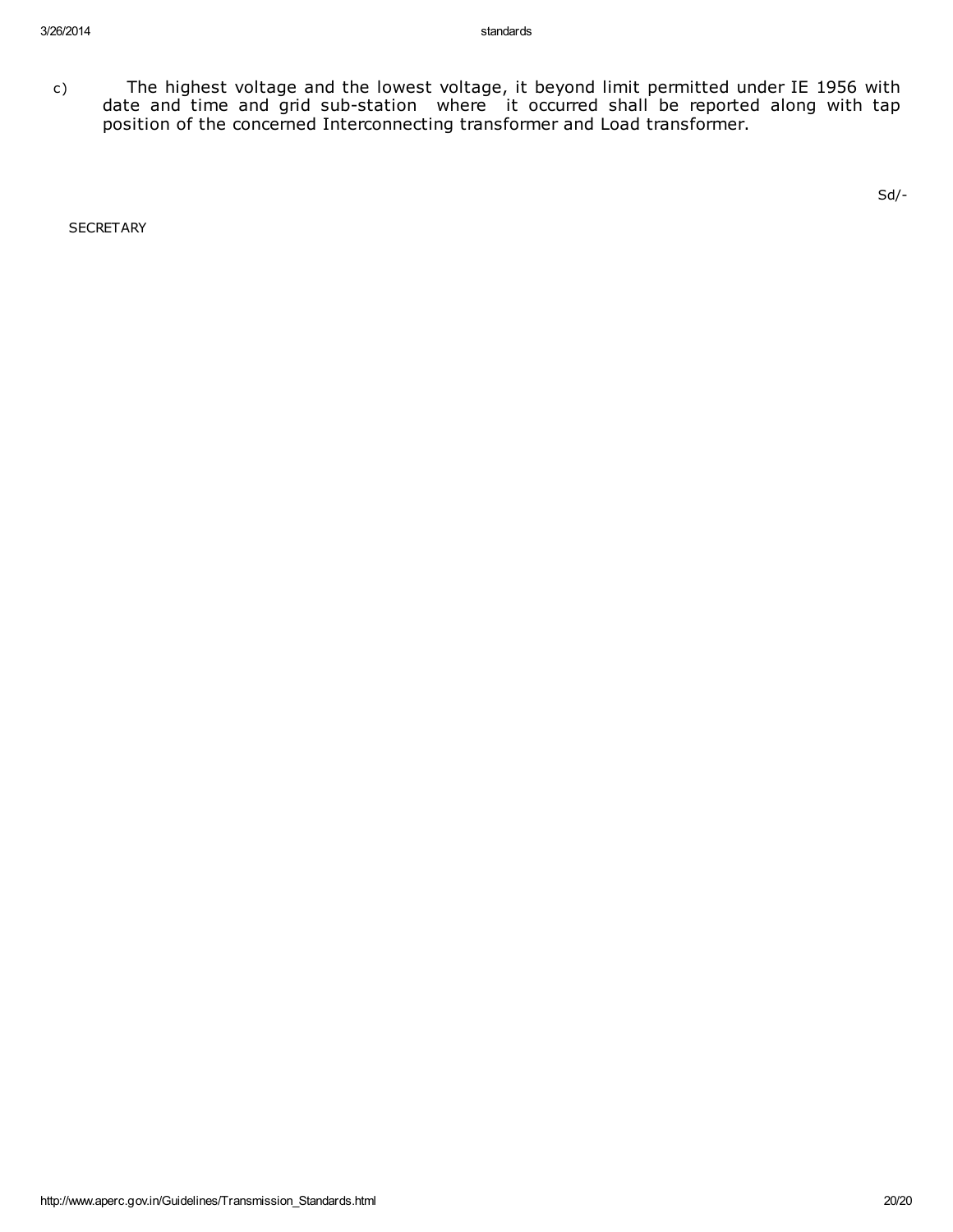c) The highest voltage and the lowest voltage, it beyond limit permitted under IE 1956 with date and time and grid sub-station where it occurred shall be reported along with tap position of the concerned Interconnecting transformer and Load transformer.

Sd/-

SECRETARY